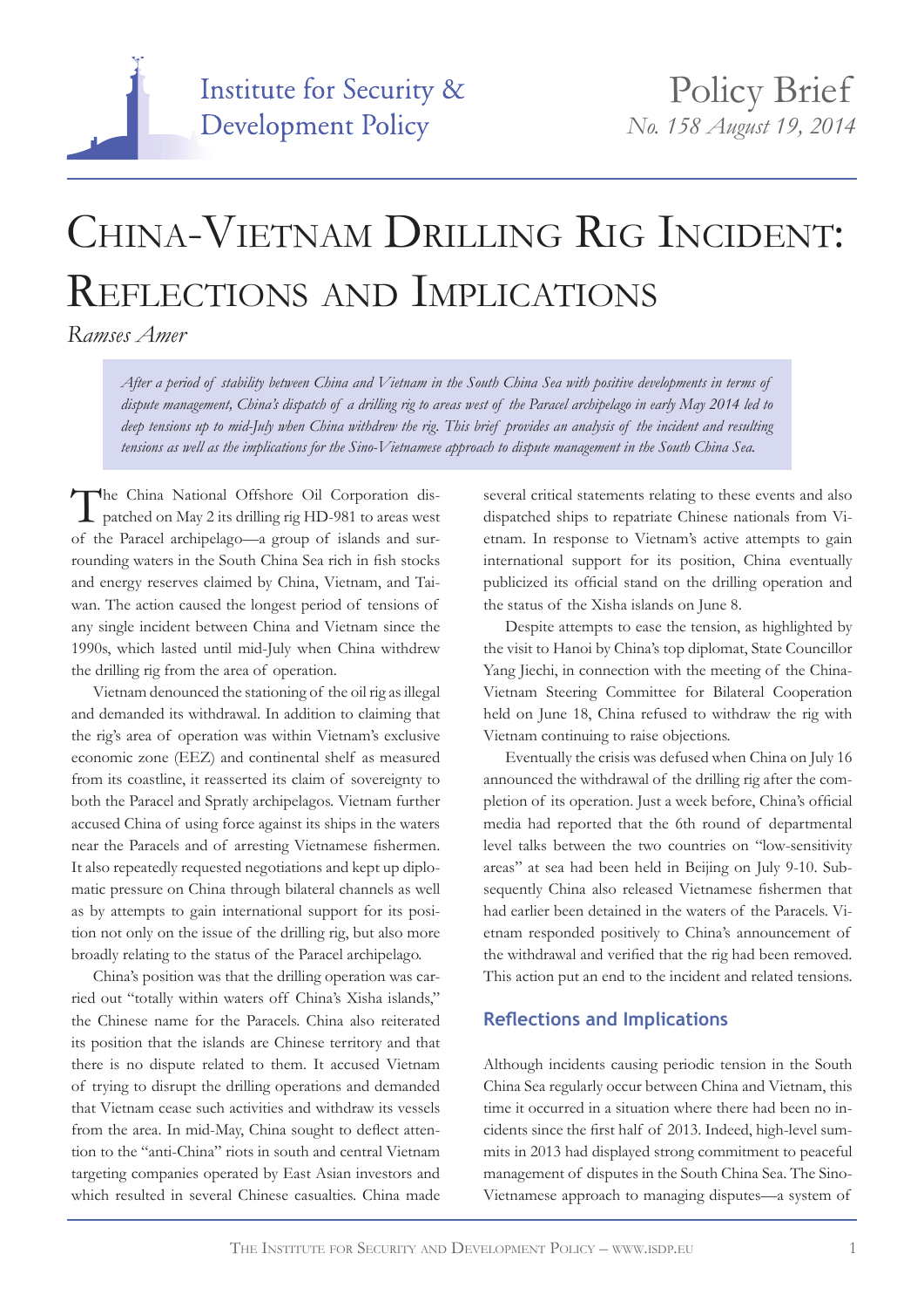Institute for Security & Development Policy

Policy Brief
*No. 158 August 19, 2014*

# China-Vietnam Drilling Rig Incident: Reflections and Implications

*Ramses Amer*

*After a period of stability between China and Vietnam in the South China Sea with positive developments in terms of dispute management, China's dispatch of a drilling rig to areas west of the Paracel archipelago in early May 2014 led to deep tensions up to mid-July when China withdrew the rig. This brief provides an analysis of the incident and resulting tensions as well as the implications for the Sino-Vietnamese approach to dispute management in the South China Sea.*

The China National Offshore Oil Corporation dispatched on May 2 its drilling rig HD-981 to areas west of the Paracel archipelago—a group of islands and surrounding waters in the South China Sea rich in fish stocks and energy reserves claimed by China, Vietnam, and Taiwan. The action caused the longest period of tensions of any single incident between China and Vietnam since the 1990s, which lasted until mid-July when China withdrew the drilling rig from the area of operation.

Vietnam denounced the stationing of the oil rig as illegal and demanded its withdrawal. In addition to claiming that the rig's area of operation was within Vietnam's exclusive economic zone (EEZ) and continental shelf as measured from its coastline, it reasserted its claim of sovereignty to both the Paracel and Spratly archipelagos. Vietnam further accused China of using force against its ships in the waters near the Paracels and of arresting Vietnamese fishermen. It also repeatedly requested negotiations and kept up diplomatic pressure on China through bilateral channels as well as by attempts to gain international support for its position not only on the issue of the drilling rig, but also more broadly relating to the status of the Paracel archipelago.

China's position was that the drilling operation was carried out "totally within waters off China's Xisha islands," the Chinese name for the Paracels. China also reiterated its position that the islands are Chinese territory and that there is no dispute related to them. It accused Vietnam of trying to disrupt the drilling operations and demanded that Vietnam cease such activities and withdraw its vessels from the area. In mid-May, China sought to deflect attention to the "anti-China" riots in south and central Vietnam targeting companies operated by East Asian investors and which resulted in several Chinese casualties. China made several critical statements relating to these events and also dispatched ships to repatriate Chinese nationals from Vietnam. In response to Vietnam's active attempts to gain international support for its position, China eventually publicized its official stand on the drilling operation and the status of the Xisha islands on June 8.

Despite attempts to ease the tension, as highlighted by the visit to Hanoi by China's top diplomat, State Councillor Yang Jiechi, in connection with the meeting of the China-Vietnam Steering Committee for Bilateral Cooperation held on June 18, China refused to withdraw the rig with Vietnam continuing to raise objections.

Eventually the crisis was defused when China on July 16 announced the withdrawal of the drilling rig after the completion of its operation. Just a week before, China's official media had reported that the 6th round of departmental level talks between the two countries on "low-sensitivity areas" at sea had been held in Beijing on July 9-10. Subsequently China also released Vietnamese fishermen that had earlier been detained in the waters of the Paracels. Vietnam responded positively to China's announcement of the withdrawal and verified that the rig had been removed. This action put an end to the incident and related tensions.

## Reflections and Implications

Although incidents causing periodic tension in the South China Sea regularly occur between China and Vietnam, this time it occurred in a situation where there had been no incidents since the first half of 2013. Indeed, high-level summits in 2013 had displayed strong commitment to peaceful management of disputes in the South China Sea. The Sino-Vietnamese approach to managing disputes—a system of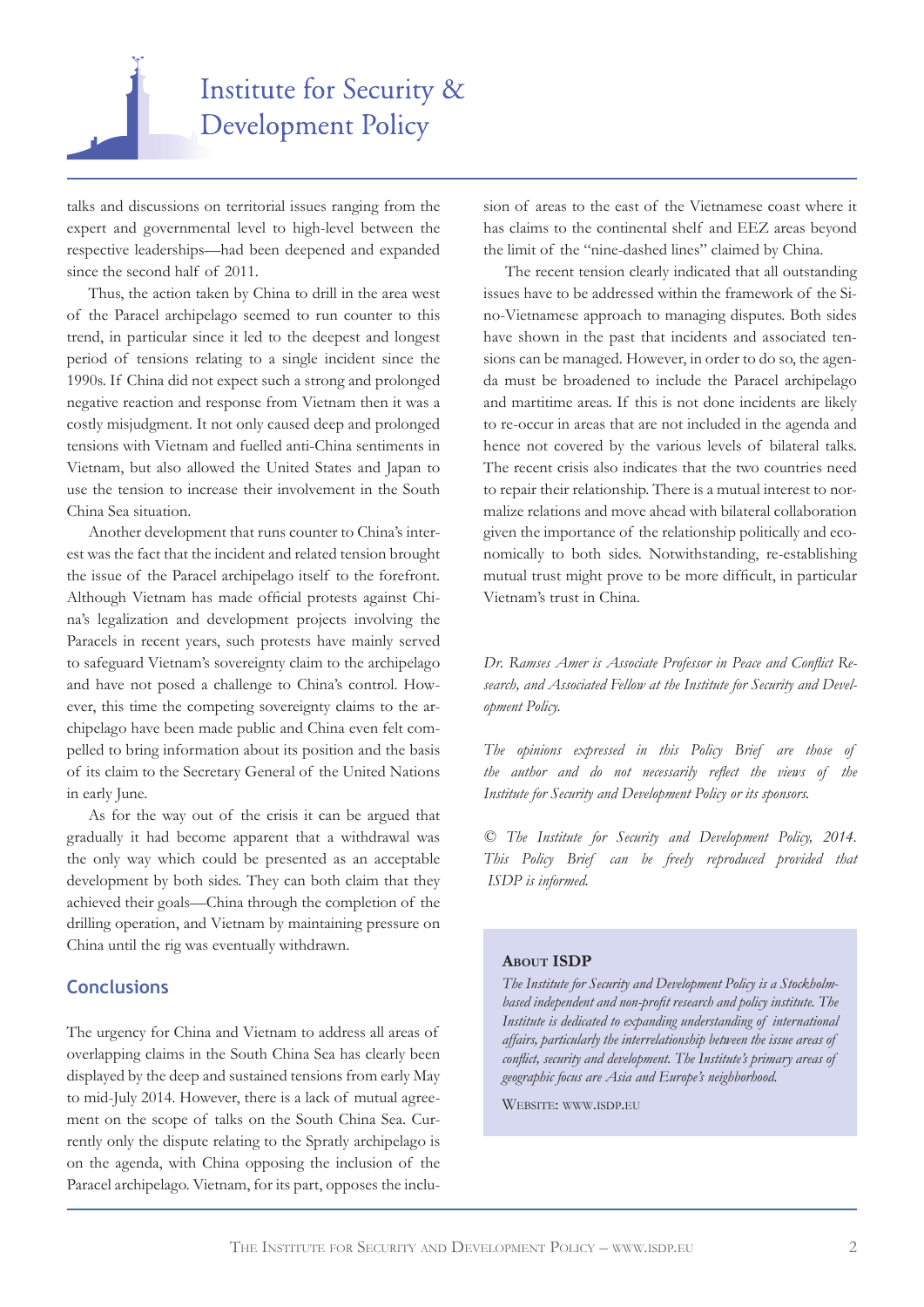talks and discussions on territorial issues ranging from the expert and governmental level to high-level between the respective leaderships—had been deepened and expanded since the second half of 2011.

Thus, the action taken by China to drill in the area west of the Paracel archipelago seemed to run counter to this trend, in particular since it led to the deepest and longest period of tensions relating to a single incident since the 1990s. If China did not expect such a strong and prolonged negative reaction and response from Vietnam then it was a costly misjudgment. It not only caused deep and prolonged tensions with Vietnam and fuelled anti-China sentiments in Vietnam, but also allowed the United States and Japan to use the tension to increase their involvement in the South China Sea situation.

Another development that runs counter to China's interest was the fact that the incident and related tension brought the issue of the Paracel archipelago itself to the forefront. Although Vietnam has made official protests against China's legalization and development projects involving the Paracels in recent years, such protests have mainly served to safeguard Vietnam's sovereignty claim to the archipelago and have not posed a challenge to China's control. However, this time the competing sovereignty claims to the archipelago have been made public and China even felt compelled to bring information about its position and the basis of its claim to the Secretary General of the United Nations in early June.

As for the way out of the crisis it can be argued that gradually it had become apparent that a withdrawal was the only way which could be presented as an acceptable development by both sides. They can both claim that they achieved their goals—China through the completion of the drilling operation, and Vietnam by maintaining pressure on China until the rig was eventually withdrawn.

## Conclusions

The urgency for China and Vietnam to address all areas of overlapping claims in the South China Sea has clearly been displayed by the deep and sustained tensions from early May to mid-July 2014. However, there is a lack of mutual agreement on the scope of talks on the South China Sea. Currently only the dispute relating to the Spratly archipelago is on the agenda, with China opposing the inclusion of the Paracel archipelago. Vietnam, for its part, opposes the inclusion of areas to the east of the Vietnamese coast where it has claims to the continental shelf and EEZ areas beyond the limit of the "nine-dashed lines" claimed by China.

The recent tension clearly indicated that all outstanding issues have to be addressed within the framework of the Sino-Vietnamese approach to managing disputes. Both sides have shown in the past that incidents and associated tensions can be managed. However, in order to do so, the agenda must be broadened to include the Paracel archipelago and martitime areas. If this is not done incidents are likely to re-occur in areas that are not included in the agenda and hence not covered by the various levels of bilateral talks. The recent crisis also indicates that the two countries need to repair their relationship. There is a mutual interest to normalize relations and move ahead with bilateral collaboration given the importance of the relationship politically and economically to both sides. Notwithstanding, re-establishing mutual trust might prove to be more difficult, in particular Vietnam's trust in China.

*Dr. Ramses Amer is Associate Professor in Peace and Conflict Research, and Associated Fellow at the Institute for Security and Development Policy.*

*The opinions expressed in this Policy Brief are those of the author and do not necessarily reflect the views of the Institute for Security and Development Policy or its sponsors.*

*© The Institute for Security and Development Policy, 2014. This Policy Brief can be freely reproduced provided that ISDP is informed.*

**About ISDP**

*The Institute for Security and Development Policy is a Stockholm-based independent and non-profit research and policy institute. The Institute is dedicated to expanding understanding of international affairs, particularly the interrelationship between the issue areas of conflict, security and development. The Institute's primary areas of geographic focus are Asia and Europe's neighborhood.*

Website: www.isdp.eu